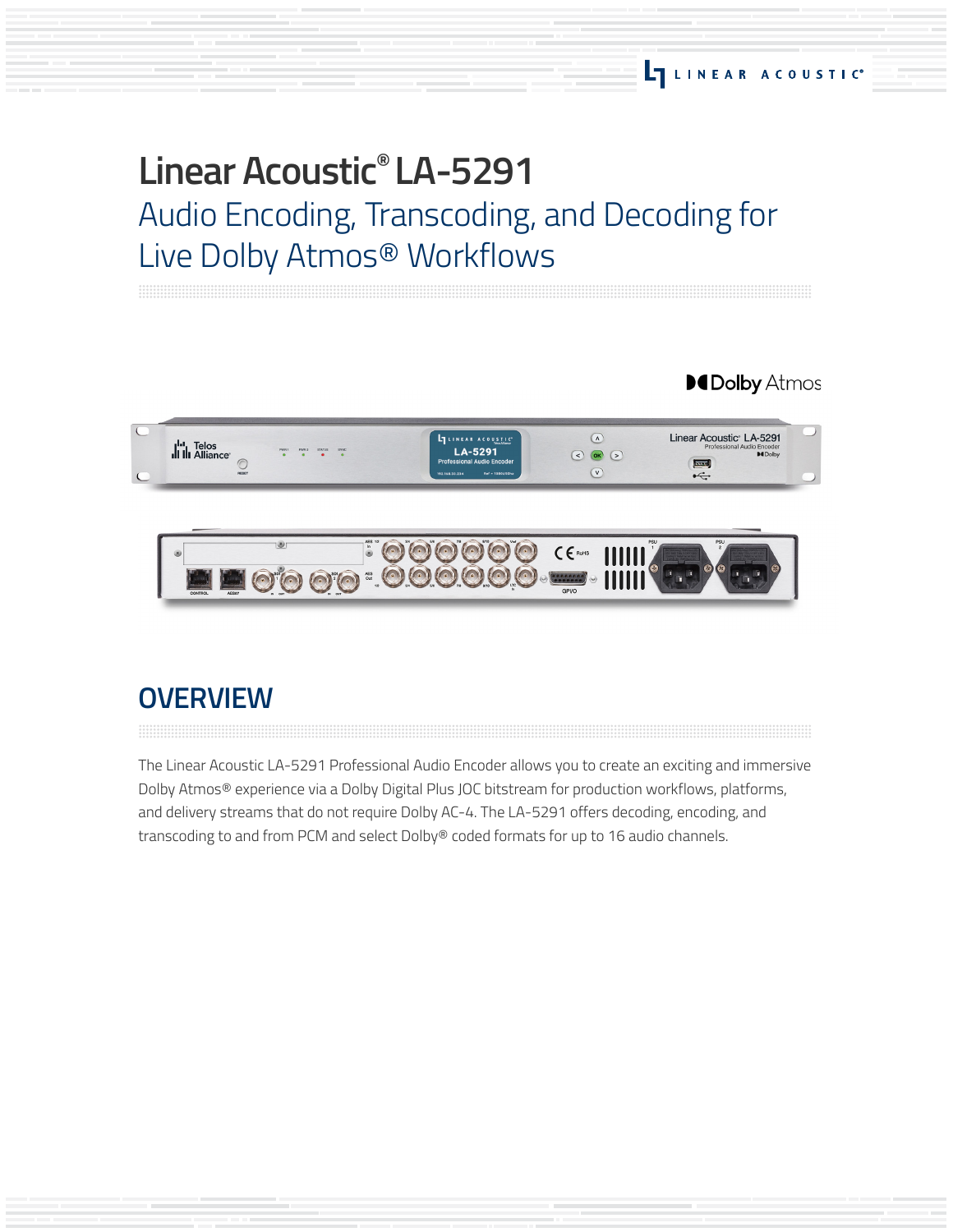# Linear Acoustic® LA-5291

## Audio Encoding, Transcoding, and Decoding for Live Dolby Atmos® Workflows

## OVERVIEW

The Linear Acoustic LA-5291 Professional Audio Encoder allows you to create an exciting and immersive Dolby Atmos® experience via a Dolby Digital Plus JOC bitstream for production workflows, platforms, and delivery streams that do not require Dolby AC-4. The LA-5291 offers decoding, encoding, and transcoding to and from PCM and select Dolby® coded formats for up to 16 audio channels.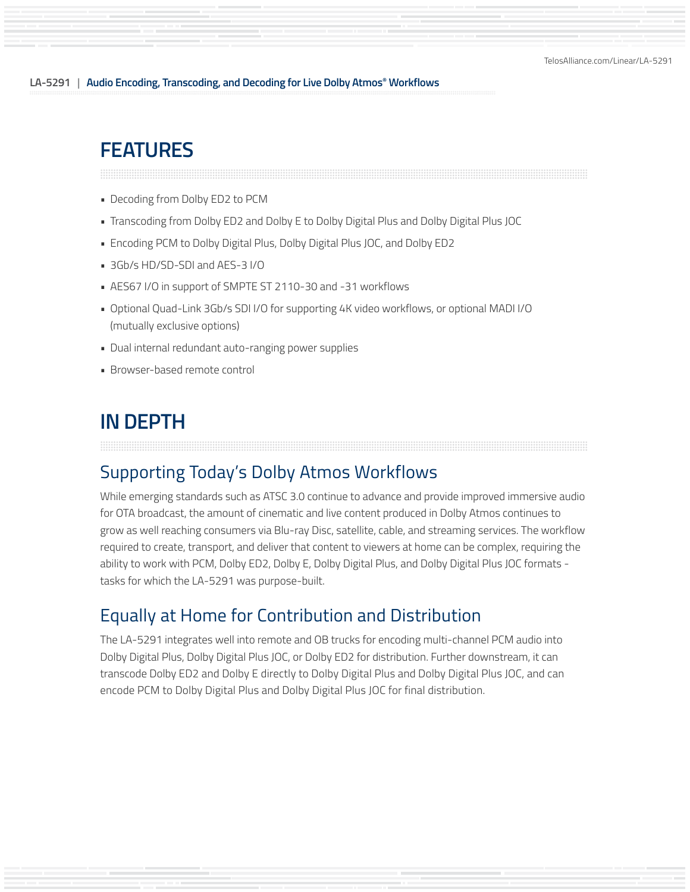# FEATURES

- Decoding from Dolby ED2 to PCM
- Transcoding from Dolby ED2 and Dolby E to Dolby Digital Plus and Dolby Digital Plus JOC
- Encoding PCM to Dolby Digital Plus, Dolby Digital Plus JOC, and Dolby ED2
- 3Gb/s HD/SD-SDI and AES-3 I/O
- AES67 I/O in support of SMPTE ST 2110-30 and -31 workflows
- Optional Quad-Link 3Gb/s SDI I/O for supporting 4K video workflows, or optional MADI I/O (mutually exclusive options)
- Dual internal redundant auto-ranging power supplies
- Browser-based remote control

# IN DEPTH

## Supporting Today's Dolby Atmos Workflows

While emerging standards such as ATSC 3.0 continue to advance and provide improved immersive audio for OTA broadcast, the amount of cinematic and live content produced in Dolby Atmos continues to grow as well reaching consumers via Blu-ray Disc, satellite, cable, and streaming services. The workflow required to create, transport, and deliver that content to viewers at home can be complex, requiring the ability to work with PCM, Dolby ED2, Dolby E, Dolby Digital Plus, and Dolby Digital Plus JOC formats - tasks for which the LA-5291 was purpose-built.

## Equally at Home for Contribution and Distribution

The LA-5291 integrates well into remote and OB trucks for encoding multi-channel PCM audio into Dolby Digital Plus, Dolby Digital Plus JOC, or Dolby ED2 for distribution. Further downstream, it can transcode Dolby ED2 and Dolby E directly to Dolby Digital Plus and Dolby Digital Plus JOC, and can encode PCM to Dolby Digital Plus and Dolby Digital Plus JOC for final distribution.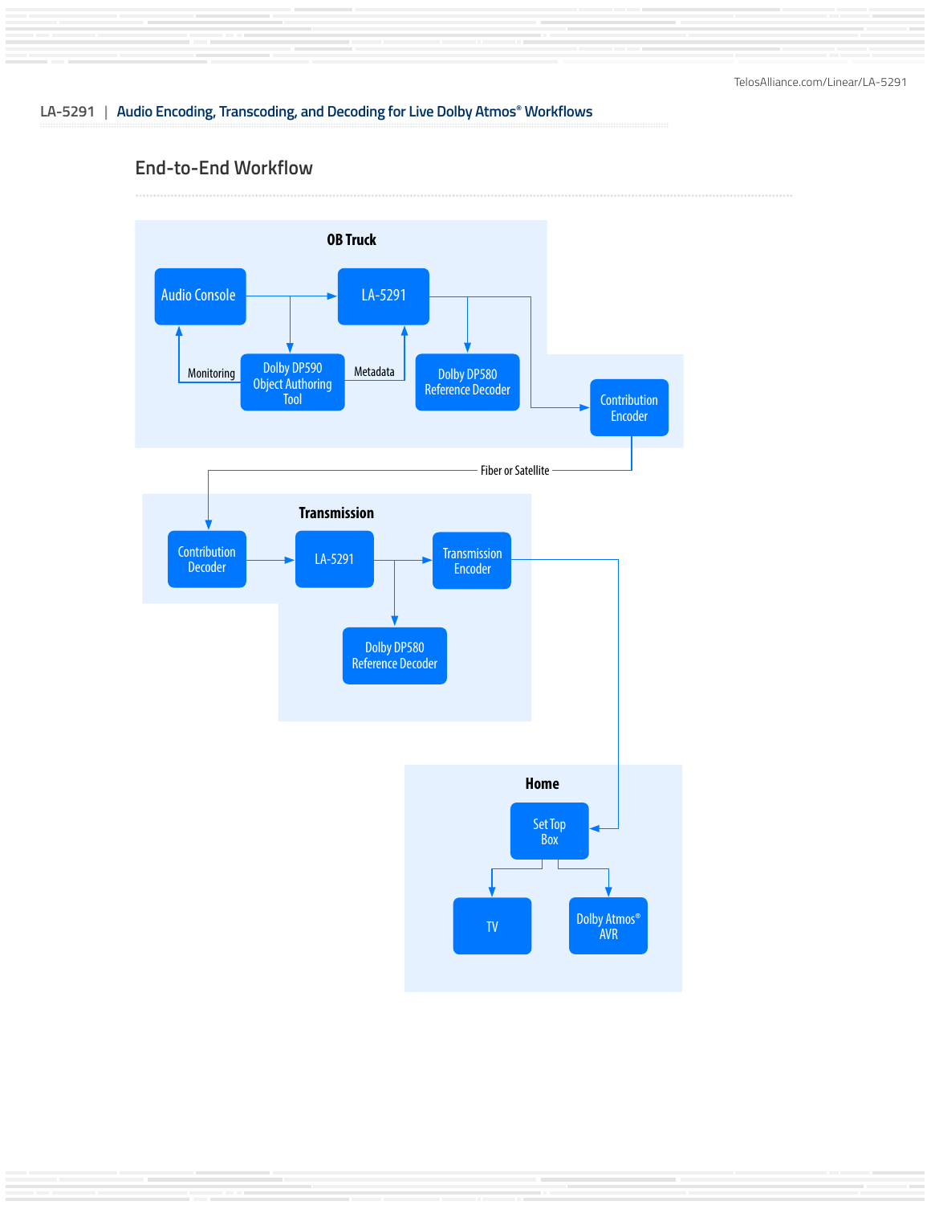## End-to-End Workflow

### OB Truck

- Audio Console
- LA-5291
- Dolby DP590 Object Authoring Tool
- Dolby DP580 Reference Decoder
- Contribution Encoder

Monitoring

Metadata

Fiber or Satellite

### Transmission

- Contribution Decoder
- LA-5291
- Transmission Encoder
- Dolby DP580 Reference Decoder

### Home

- Set Top Box
- TV
- Dolby Atmos® AVR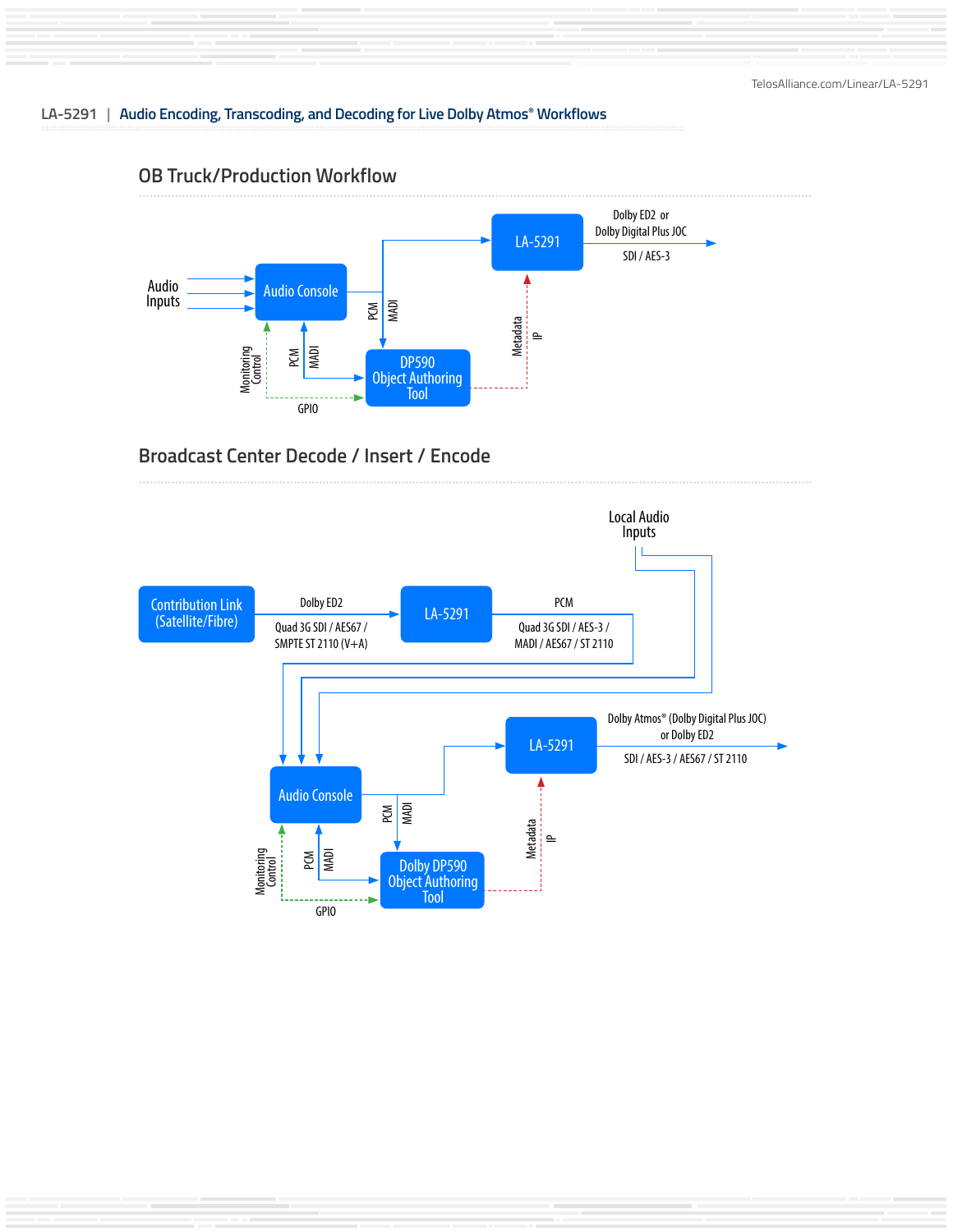## OB Truck/Production Workflow

Audio Inputs

Audio Console

PCM MADI

LA-5291

Dolby ED2 or Dolby Digital Plus JOC

SDI / AES-3

Monitoring Control

PCM MADI

DP590 Object Authoring Tool

GPIO

Metadata IP

## Broadcast Center Decode / Insert / Encode

Local Audio Inputs

Contribution Link (Satellite/Fibre)

Dolby ED2

Quad 3G SDI / AES67 / SMPTE ST 2110 (V+A)

LA-5291

PCM

Quad 3G SDI / AES-3 / MADI / AES67 / ST 2110

Audio Console

PCM MADI

LA-5291

Dolby Atmos® (Dolby Digital Plus JOC) or Dolby ED2

SDI / AES-3 / AES67 / ST 2110

Monitoring Control

PCM MADI

Dolby DP590 Object Authoring Tool

GPIO

Metadata IP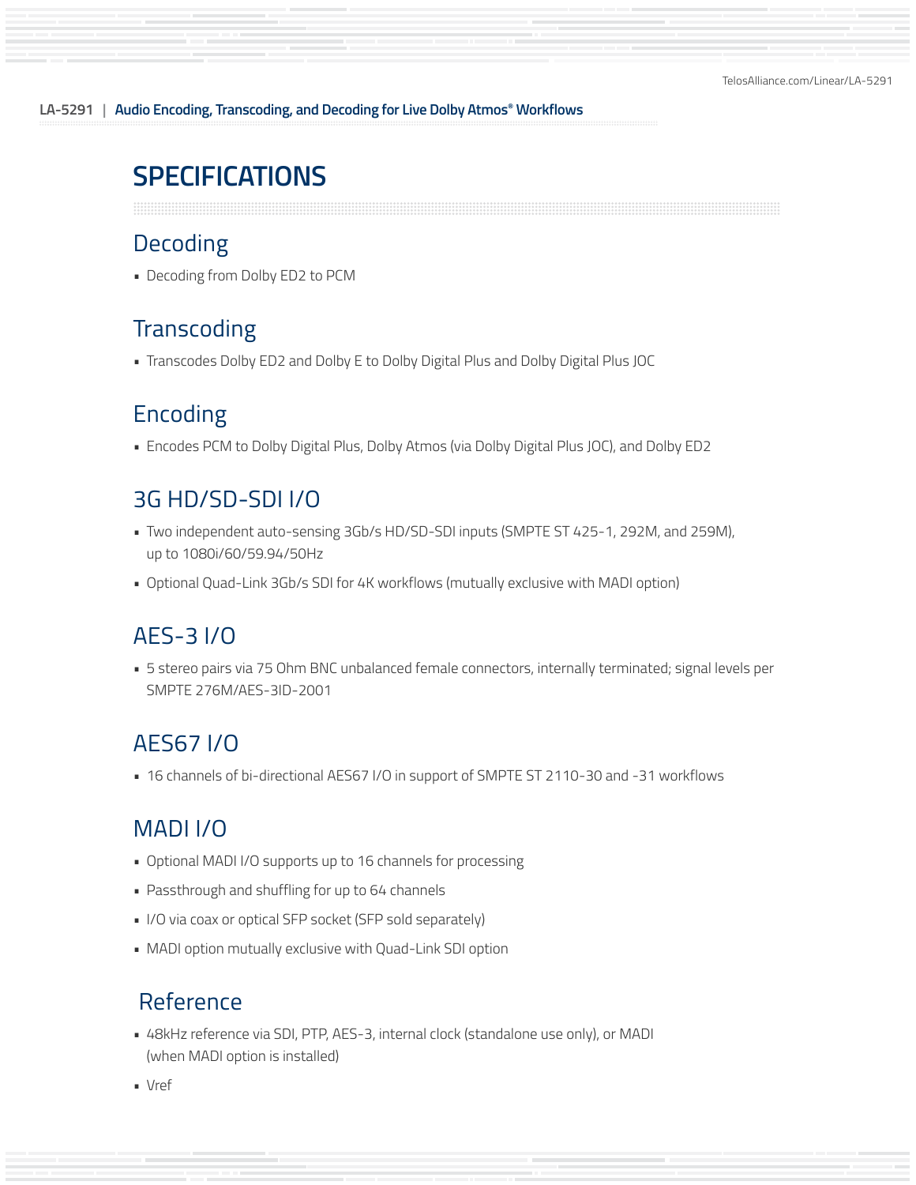# SPECIFICATIONS

## Decoding

- Decoding from Dolby ED2 to PCM

## Transcoding

- Transcodes Dolby ED2 and Dolby E to Dolby Digital Plus and Dolby Digital Plus JOC

## Encoding

- Encodes PCM to Dolby Digital Plus, Dolby Atmos (via Dolby Digital Plus JOC), and Dolby ED2

## 3G HD/SD-SDI I/O

- Two independent auto-sensing 3Gb/s HD/SD-SDI inputs (SMPTE ST 425-1, 292M, and 259M), up to 1080i/60/59.94/50Hz
- Optional Quad-Link 3Gb/s SDI for 4K workflows (mutually exclusive with MADI option)

## AES-3 I/O

- 5 stereo pairs via 75 Ohm BNC unbalanced female connectors, internally terminated; signal levels per SMPTE 276M/AES-3ID-2001

## AES67 I/O

- 16 channels of bi-directional AES67 I/O in support of SMPTE ST 2110-30 and -31 workflows

## MADI I/O

- Optional MADI I/O supports up to 16 channels for processing
- Passthrough and shuffling for up to 64 channels
- I/O via coax or optical SFP socket (SFP sold separately)
- MADI option mutually exclusive with Quad-Link SDI option

## Reference

- 48kHz reference via SDI, PTP, AES-3, internal clock (standalone use only), or MADI (when MADI option is installed)
- Vref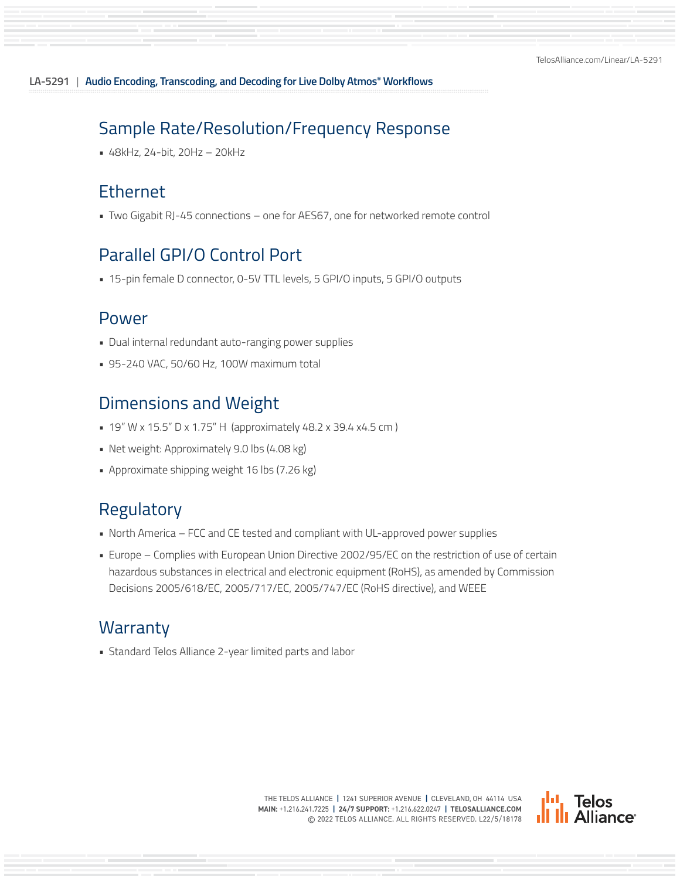## Sample Rate/Resolution/Frequency Response

- 48kHz, 24-bit, 20Hz – 20kHz

## Ethernet

- Two Gigabit RJ-45 connections – one for AES67, one for networked remote control

## Parallel GPI/O Control Port

- 15-pin female D connector, 0-5V TTL levels, 5 GPI/O inputs, 5 GPI/O outputs

## Power

- Dual internal redundant auto-ranging power supplies
- 95-240 VAC, 50/60 Hz, 100W maximum total

## Dimensions and Weight

- 19" W x 15.5" D x 1.75" H (approximately 48.2 x 39.4 x4.5 cm )
- Net weight: Approximately 9.0 lbs (4.08 kg)
- Approximate shipping weight 16 lbs (7.26 kg)

## Regulatory

- North America – FCC and CE tested and compliant with UL-approved power supplies
- Europe – Complies with European Union Directive 2002/95/EC on the restriction of use of certain hazardous substances in electrical and electronic equipment (RoHS), as amended by Commission Decisions 2005/618/EC, 2005/717/EC, 2005/747/EC (RoHS directive), and WEEE

## Warranty

- Standard Telos Alliance 2-year limited parts and labor

THE TELOS ALLIANCE | 1241 SUPERIOR AVENUE | CLEVELAND, OH 44114 USA
**MAIN:** +1.216.241.7225 | **24/7 SUPPORT:** +1.216.622.0247 | **TELOSALLIANCE.COM**
© 2022 TELOS ALLIANCE. ALL RIGHTS RESERVED. L22/5/18178